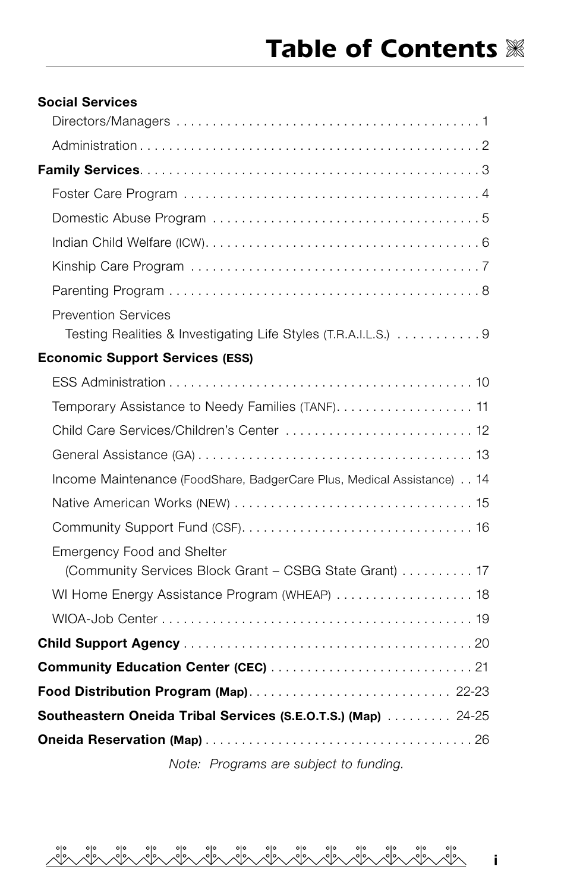# Table of Contents

**Social Services**

- Directors/Managers . . . . . 1
- Administration . . . . . 2

**Family Services** . . . . . 3

- Foster Care Program . . . . . 4
- Domestic Abuse Program . . . . . 5
- Indian Child Welfare (ICW) . . . . . 6
- Kinship Care Program . . . . . 7
- Parenting Program . . . . . 8
- Prevention Services
  - Testing Realities & Investigating Life Styles (T.R.A.I.L.S.) . . . . . 9

**Economic Support Services (ESS)**

- ESS Administration . . . . . 10
- Temporary Assistance to Needy Families (TANF) . . . . . 11
- Child Care Services/Children's Center . . . . . 12
- General Assistance (GA) . . . . . 13
- Income Maintenance (FoodShare, BadgerCare Plus, Medical Assistance) . . 14
- Native American Works (NEW) . . . . . 15
- Community Support Fund (CSF) . . . . . 16
- Emergency Food and Shelter
  - (Community Services Block Grant – CSBG State Grant) . . . . . 17
- WI Home Energy Assistance Program (WHEAP) . . . . . 18
- WIOA-Job Center . . . . . 19

**Child Support Agency** . . . . . 20

**Community Education Center (CEC)** . . . . . 21

**Food Distribution Program (Map)** . . . . . 22-23

**Southeastern Oneida Tribal Services (S.E.O.T.S.) (Map)** . . . . . 24-25

**Oneida Reservation (Map)** . . . . . 26

*Note: Programs are subject to funding.*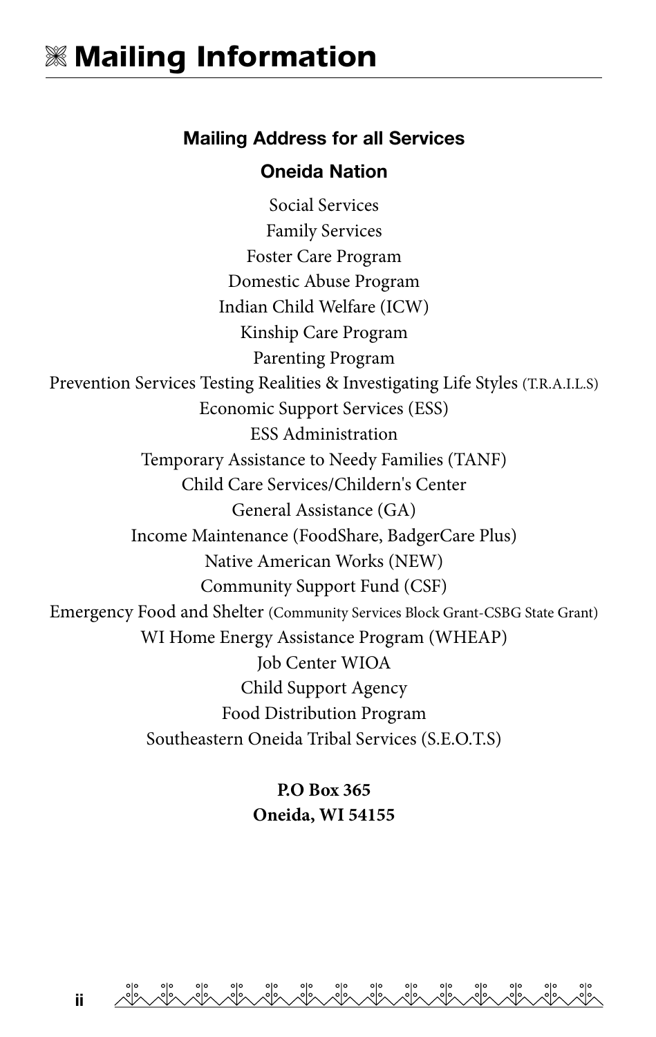# ⌘ Mailing Information

**Mailing Address for all Services**

**Oneida Nation**

Social Services
Family Services
Foster Care Program
Domestic Abuse Program
Indian Child Welfare (ICW)
Kinship Care Program
Parenting Program
Prevention Services Testing Realities & Investigating Life Styles (T.R.A.I.L.S)
Economic Support Services (ESS)
ESS Administration
Temporary Assistance to Needy Families (TANF)
Child Care Services/Childern's Center
General Assistance (GA)
Income Maintenance (FoodShare, BadgerCare Plus)
Native American Works (NEW)
Community Support Fund (CSF)
Emergency Food and Shelter (Community Services Block Grant-CSBG State Grant)
WI Home Energy Assistance Program (WHEAP)
Job Center WIOA
Child Support Agency
Food Distribution Program
Southeastern Oneida Tribal Services (S.E.O.T.S)

**P.O Box 365**
**Oneida, WI 54155**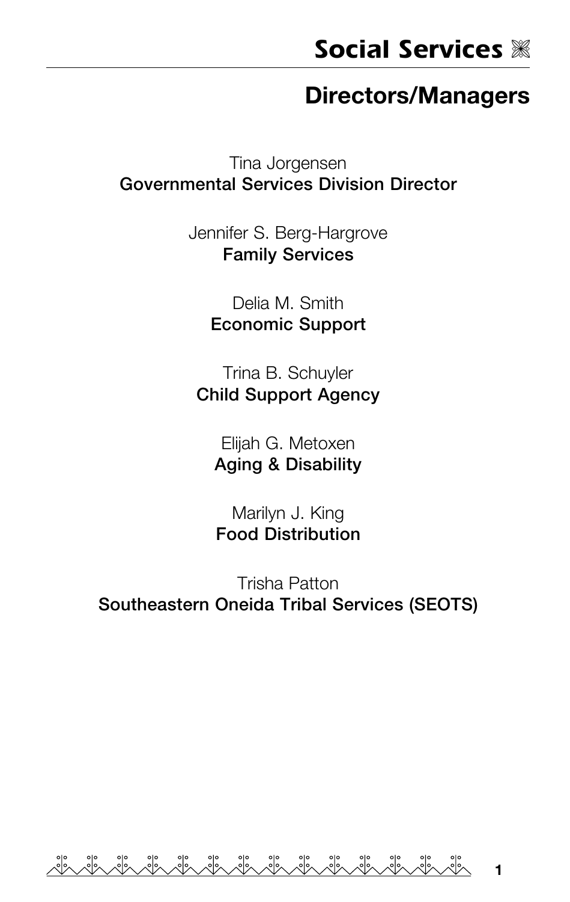# Social Services

## Directors/Managers

Tina Jorgensen
**Governmental Services Division Director**

Jennifer S. Berg-Hargrove
**Family Services**

Delia M. Smith
**Economic Support**

Trina B. Schuyler
**Child Support Agency**

Elijah G. Metoxen
**Aging & Disability**

Marilyn J. King
**Food Distribution**

Trisha Patton
**Southeastern Oneida Tribal Services (SEOTS)**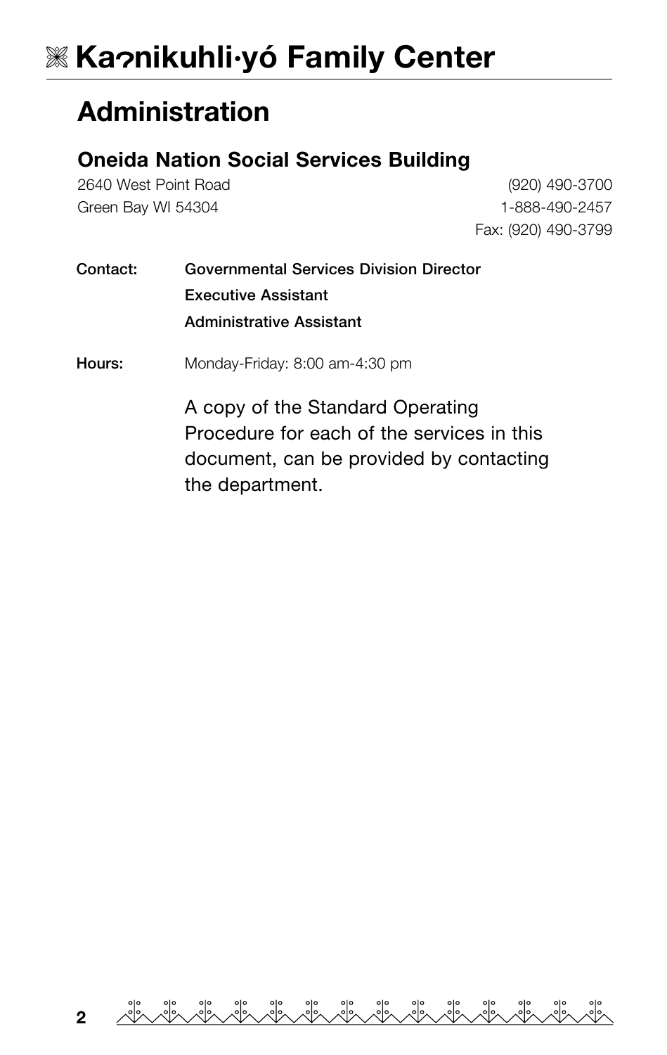# ※ Kaʔnikuhli·yó Family Center

## Administration

### Oneida Nation Social Services Building

2640 West Point Road
Green Bay WI 54304

(920) 490-3700
1-888-490-2457
Fax: (920) 490-3799

**Contact:** **Governmental Services Division Director**
**Executive Assistant**
**Administrative Assistant**

**Hours:** Monday-Friday: 8:00 am-4:30 pm

A copy of the Standard Operating Procedure for each of the services in this document, can be provided by contacting the department.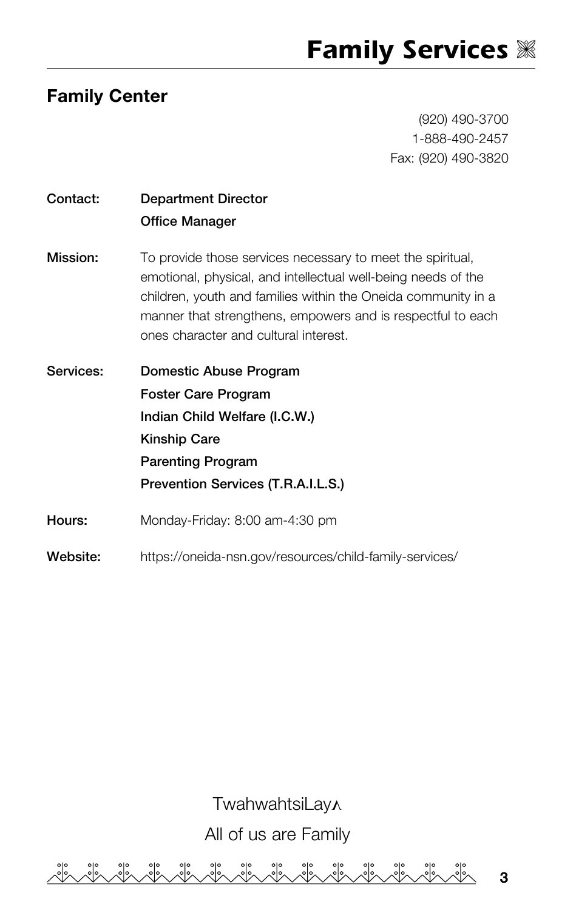# Family Services

## Family Center

(920) 490-3700
1-888-490-2457
Fax: (920) 490-3820

**Contact:** **Department Director**
**Office Manager**

**Mission:** To provide those services necessary to meet the spiritual, emotional, physical, and intellectual well-being needs of the children, youth and families within the Oneida community in a manner that strengthens, empowers and is respectful to each ones character and cultural interest.

**Services:**
- **Domestic Abuse Program**
- **Foster Care Program**
- **Indian Child Welfare (I.C.W.)**
- **Kinship Care**
- **Parenting Program**
- **Prevention Services (T.R.A.I.L.S.)**

**Hours:** Monday-Friday: 8:00 am-4:30 pm

**Website:** https://oneida-nsn.gov/resources/child-family-services/

TwahwahtsiLayʌ
All of us are Family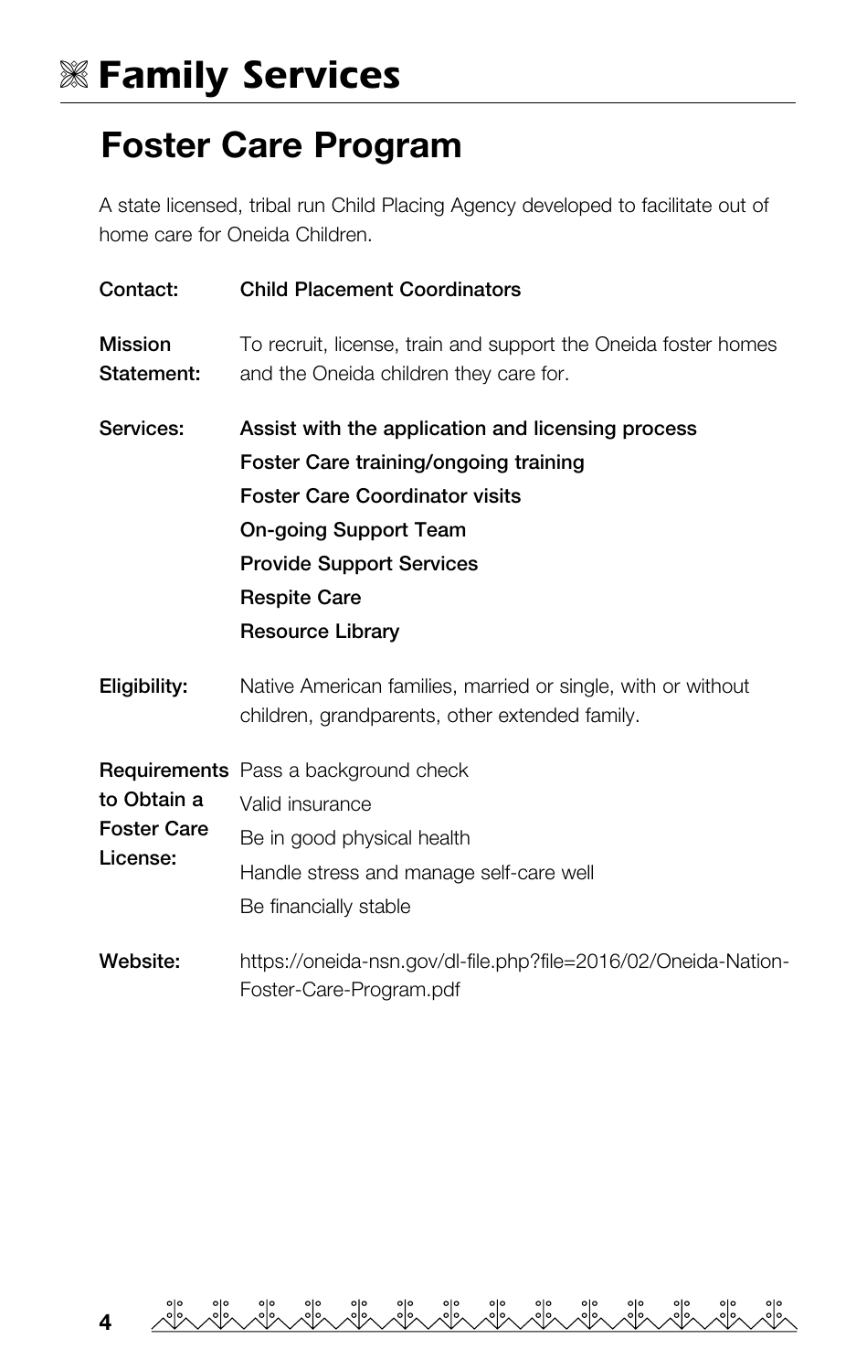# ⌘ Family Services

## Foster Care Program

A state licensed, tribal run Child Placing Agency developed to facilitate out of home care for Oneida Children.

**Contact:** **Child Placement Coordinators**

**Mission Statement:** To recruit, license, train and support the Oneida foster homes and the Oneida children they care for.

**Services:**
- **Assist with the application and licensing process**
- **Foster Care training/ongoing training**
- **Foster Care Coordinator visits**
- **On-going Support Team**
- **Provide Support Services**
- **Respite Care**
- **Resource Library**

**Eligibility:** Native American families, married or single, with or without children, grandparents, other extended family.

**Requirements to Obtain a Foster Care License:**
- Pass a background check
- Valid insurance
- Be in good physical health
- Handle stress and manage self-care well
- Be financially stable

**Website:** https://oneida-nsn.gov/dl-file.php?file=2016/02/Oneida-Nation-Foster-Care-Program.pdf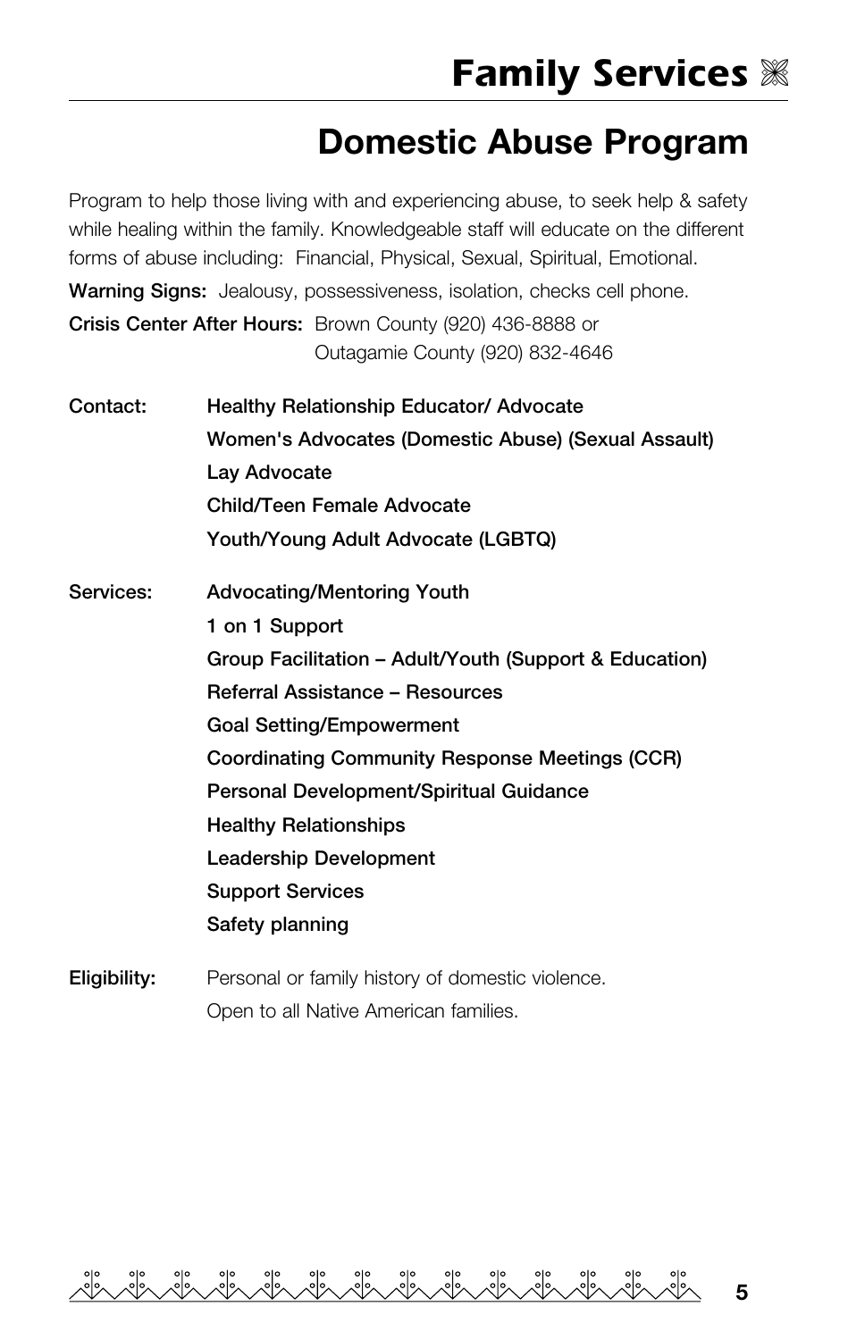# Family Services

## Domestic Abuse Program

Program to help those living with and experiencing abuse, to seek help & safety while healing within the family. Knowledgeable staff will educate on the different forms of abuse including: Financial, Physical, Sexual, Spiritual, Emotional.

**Warning Signs:** Jealousy, possessiveness, isolation, checks cell phone.

**Crisis Center After Hours:** Brown County (920) 436-8888 or
Outagamie County (920) 832-4646

**Contact:**
- **Healthy Relationship Educator/ Advocate**
- **Women's Advocates (Domestic Abuse) (Sexual Assault)**
- **Lay Advocate**
- **Child/Teen Female Advocate**
- **Youth/Young Adult Advocate (LGBTQ)**

**Services:**
- **Advocating/Mentoring Youth**
- **1 on 1 Support**
- **Group Facilitation – Adult/Youth (Support & Education)**
- **Referral Assistance – Resources**
- **Goal Setting/Empowerment**
- **Coordinating Community Response Meetings (CCR)**
- **Personal Development/Spiritual Guidance**
- **Healthy Relationships**
- **Leadership Development**
- **Support Services**
- **Safety planning**

**Eligibility:** Personal or family history of domestic violence.
Open to all Native American families.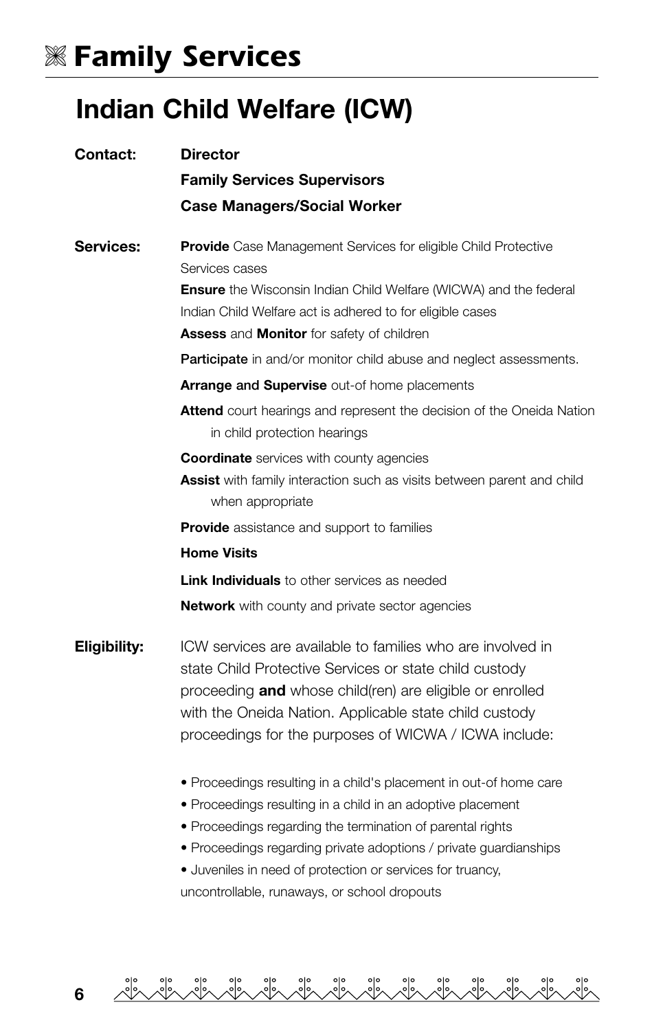# Family Services

## Indian Child Welfare (ICW)

**Contact:**

**Director**

**Family Services Supervisors**

**Case Managers/Social Worker**

**Services:**

**Provide** Case Management Services for eligible Child Protective Services cases

**Ensure** the Wisconsin Indian Child Welfare (WICWA) and the federal Indian Child Welfare act is adhered to for eligible cases

**Assess** and **Monitor** for safety of children

**Participate** in and/or monitor child abuse and neglect assessments.

**Arrange and Supervise** out-of home placements

**Attend** court hearings and represent the decision of the Oneida Nation in child protection hearings

**Coordinate** services with county agencies

**Assist** with family interaction such as visits between parent and child when appropriate

**Provide** assistance and support to families

**Home Visits**

**Link Individuals** to other services as needed

**Network** with county and private sector agencies

**Eligibility:**

ICW services are available to families who are involved in state Child Protective Services or state child custody proceeding **and** whose child(ren) are eligible or enrolled with the Oneida Nation. Applicable state child custody proceedings for the purposes of WICWA / ICWA include:

- Proceedings resulting in a child's placement in out-of home care
- Proceedings resulting in a child in an adoptive placement
- Proceedings regarding the termination of parental rights
- Proceedings regarding private adoptions / private guardianships
- Juveniles in need of protection or services for truancy, uncontrollable, runaways, or school dropouts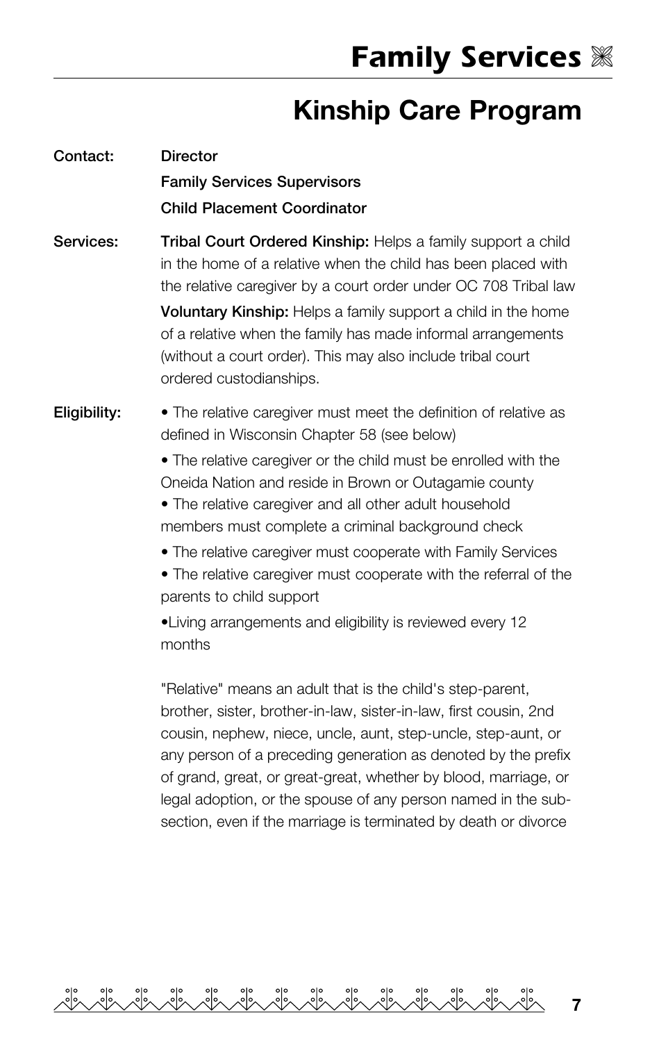# Family Services

## Kinship Care Program

**Contact:** **Director**
**Family Services Supervisors**
**Child Placement Coordinator**

**Services:**

**Tribal Court Ordered Kinship:** Helps a family support a child in the home of a relative when the child has been placed with the relative caregiver by a court order under OC 708 Tribal law

**Voluntary Kinship:** Helps a family support a child in the home of a relative when the family has made informal arrangements (without a court order). This may also include tribal court ordered custodianships.

**Eligibility:**

- The relative caregiver must meet the definition of relative as defined in Wisconsin Chapter 58 (see below)
- The relative caregiver or the child must be enrolled with the Oneida Nation and reside in Brown or Outagamie county
- The relative caregiver and all other adult household members must complete a criminal background check
- The relative caregiver must cooperate with Family Services
- The relative caregiver must cooperate with the referral of the parents to child support
- Living arrangements and eligibility is reviewed every 12 months

"Relative" means an adult that is the child's step-parent, brother, sister, brother-in-law, sister-in-law, first cousin, 2nd cousin, nephew, niece, uncle, aunt, step-uncle, step-aunt, or any person of a preceding generation as denoted by the prefix of grand, great, or great-great, whether by blood, marriage, or legal adoption, or the spouse of any person named in the sub-section, even if the marriage is terminated by death or divorce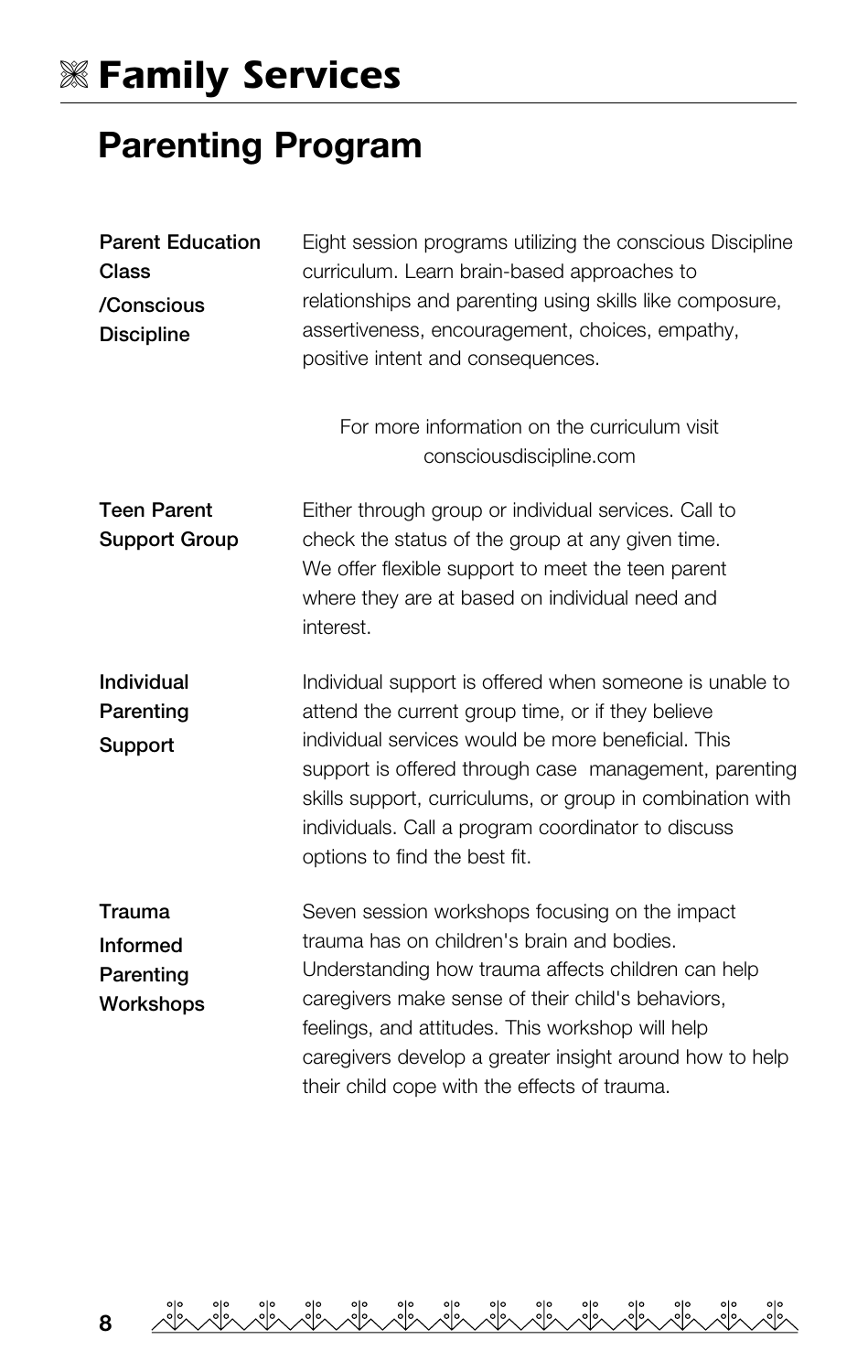# Family Services

## Parenting Program

| | |
|---|---|
| **Parent Education Class /Conscious Discipline** | Eight session programs utilizing the conscious Discipline curriculum. Learn brain-based approaches to relationships and parenting using skills like composure, assertiveness, encouragement, choices, empathy, positive intent and consequences.<br><br>For more information on the curriculum visit consciousdiscipline.com |
| **Teen Parent Support Group** | Either through group or individual services. Call to check the status of the group at any given time. We offer flexible support to meet the teen parent where they are at based on individual need and interest. |
| **Individual Parenting Support** | Individual support is offered when someone is unable to attend the current group time, or if they believe individual services would be more beneficial. This support is offered through case management, parenting skills support, curriculums, or group in combination with individuals. Call a program coordinator to discuss options to find the best fit. |
| **Trauma Informed Parenting Workshops** | Seven session workshops focusing on the impact trauma has on children's brain and bodies. Understanding how trauma affects children can help caregivers make sense of their child's behaviors, feelings, and attitudes. This workshop will help caregivers develop a greater insight around how to help their child cope with the effects of trauma. |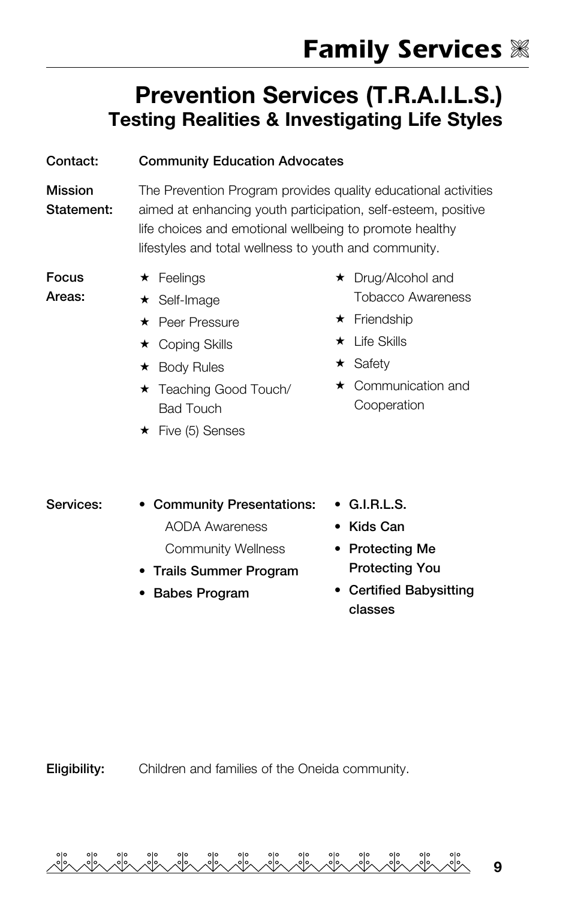# Family Services

## Prevention Services (T.R.A.I.L.S.)
### Testing Realities & Investigating Life Styles

**Contact:** **Community Education Advocates**

**Mission Statement:** The Prevention Program provides quality educational activities aimed at enhancing youth participation, self-esteem, positive life choices and emotional wellbeing to promote healthy lifestyles and total wellness to youth and community.

**Focus Areas:**

- ★ Feelings
- ★ Self-Image
- ★ Peer Pressure
- ★ Coping Skills
- ★ Body Rules
- ★ Teaching Good Touch/ Bad Touch
- ★ Five (5) Senses
- ★ Drug/Alcohol and Tobacco Awareness
- ★ Friendship
- ★ Life Skills
- ★ Safety
- ★ Communication and Cooperation

**Services:**

- **Community Presentations:**
  - AODA Awareness
  - Community Wellness
- **Trails Summer Program**
- **Babes Program**
- **G.I.R.L.S.**
- **Kids Can**
- **Protecting Me Protecting You**
- **Certified Babysitting classes**

**Eligibility:** Children and families of the Oneida community.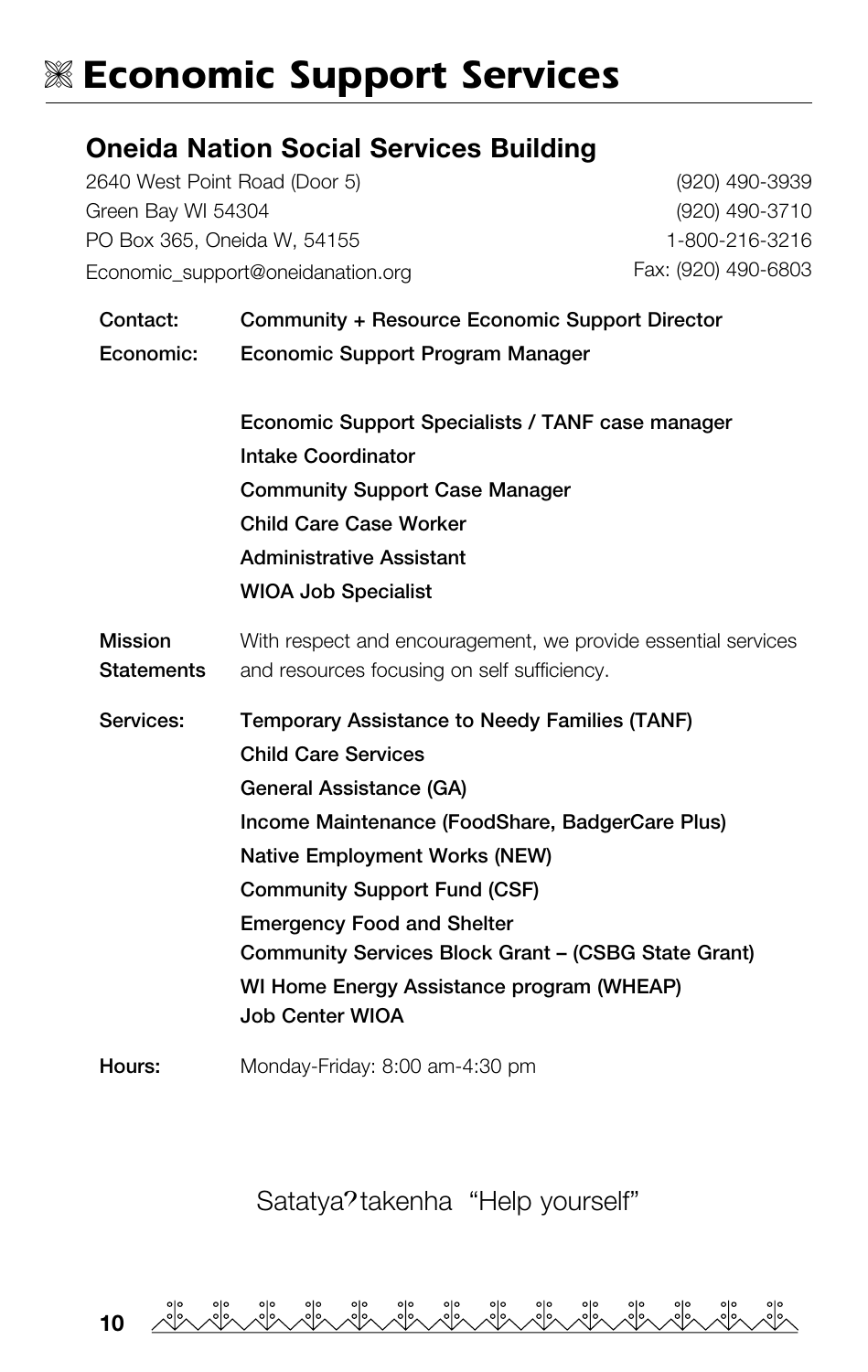# Economic Support Services

## Oneida Nation Social Services Building

2640 West Point Road (Door 5)
Green Bay WI 54304
PO Box 365, Oneida W, 54155
Economic_support@oneidanation.org

(920) 490-3939
(920) 490-3710
1-800-216-3216
Fax: (920) 490-6803

**Contact:** **Community + Resource Economic Support Director**

**Economic:** **Economic Support Program Manager**

**Economic Support Specialists / TANF case manager**
**Intake Coordinator**
**Community Support Case Manager**
**Child Care Case Worker**
**Administrative Assistant**
**WIOA Job Specialist**

**Mission Statements** With respect and encouragement, we provide essential services and resources focusing on self sufficiency.

**Services:**

- **Temporary Assistance to Needy Families (TANF)**
- **Child Care Services**
- **General Assistance (GA)**
- **Income Maintenance (FoodShare, BadgerCare Plus)**
- **Native Employment Works (NEW)**
- **Community Support Fund (CSF)**
- **Emergency Food and Shelter**
- **Community Services Block Grant – (CSBG State Grant)**
- **WI Home Energy Assistance program (WHEAP)**
- **Job Center WIOA**

**Hours:** Monday-Friday: 8:00 am-4:30 pm

Satatyaʔtakenha "Help yourself"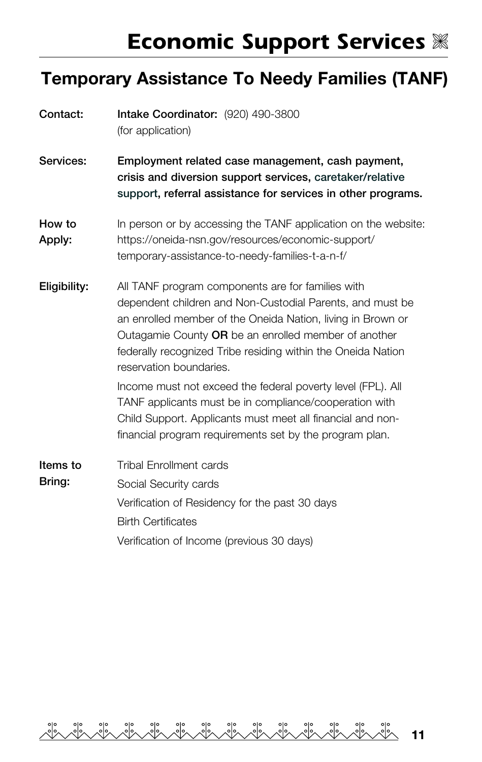# Economic Support Services

## Temporary Assistance To Needy Families (TANF)

**Contact:** **Intake Coordinator:** (920) 490-3800 (for application)

**Services:** **Employment related case management, cash payment, crisis and diversion support services, caretaker/relative support, referral assistance for services in other programs.**

**How to Apply:** In person or by accessing the TANF application on the website: https://oneida-nsn.gov/resources/economic-support/temporary-assistance-to-needy-families-t-a-n-f/

**Eligibility:** All TANF program components are for families with dependent children and Non-Custodial Parents, and must be an enrolled member of the Oneida Nation, living in Brown or Outagamie County **OR** be an enrolled member of another federally recognized Tribe residing within the Oneida Nation reservation boundaries.

Income must not exceed the federal poverty level (FPL). All TANF applicants must be in compliance/cooperation with Child Support. Applicants must meet all financial and non-financial program requirements set by the program plan.

**Items to Bring:**

- Tribal Enrollment cards
- Social Security cards
- Verification of Residency for the past 30 days
- Birth Certificates
- Verification of Income (previous 30 days)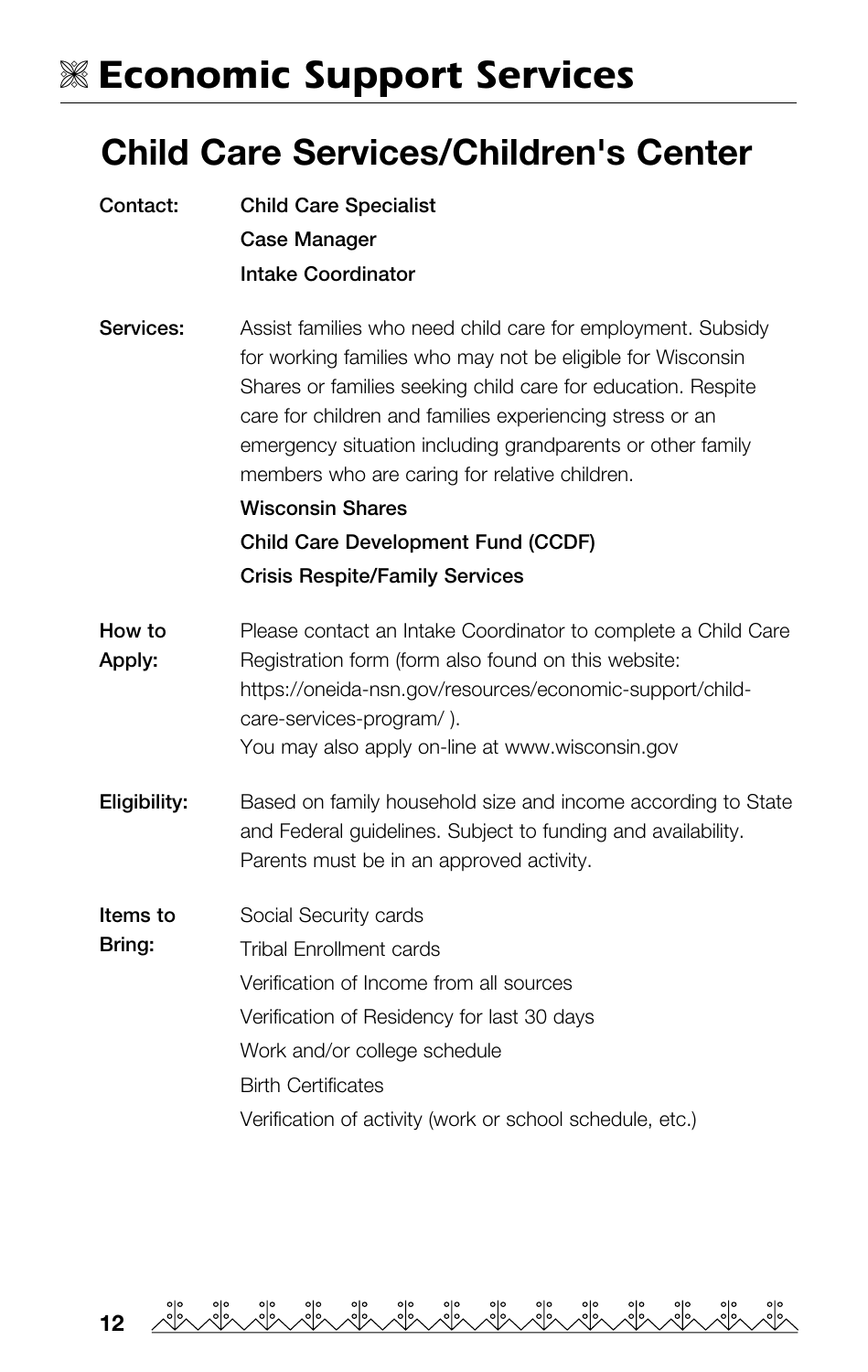# Economic Support Services

## Child Care Services/Children's Center

**Contact:**

**Child Care Specialist**
**Case Manager**
**Intake Coordinator**

**Services:**

Assist families who need child care for employment. Subsidy for working families who may not be eligible for Wisconsin Shares or families seeking child care for education. Respite care for children and families experiencing stress or an emergency situation including grandparents or other family members who are caring for relative children.

**Wisconsin Shares**
**Child Care Development Fund (CCDF)**
**Crisis Respite/Family Services**

**How to Apply:**

Please contact an Intake Coordinator to complete a Child Care Registration form (form also found on this website: https://oneida-nsn.gov/resources/economic-support/child-care-services-program/ ).
You may also apply on-line at www.wisconsin.gov

**Eligibility:**

Based on family household size and income according to State and Federal guidelines. Subject to funding and availability. Parents must be in an approved activity.

**Items to Bring:**

Social Security cards
Tribal Enrollment cards
Verification of Income from all sources
Verification of Residency for last 30 days
Work and/or college schedule
Birth Certificates
Verification of activity (work or school schedule, etc.)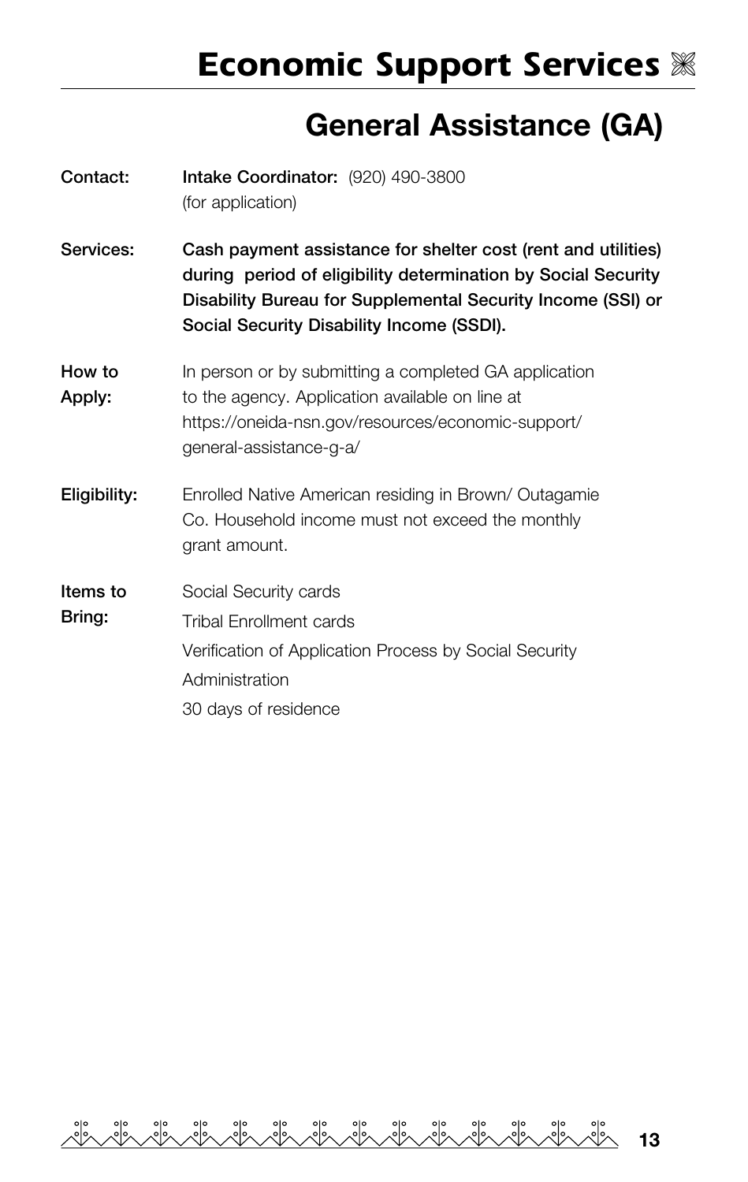# Economic Support Services

## General Assistance (GA)

**Contact:** **Intake Coordinator:** (920) 490-3800 (for application)

**Services:** **Cash payment assistance for shelter cost (rent and utilities) during period of eligibility determination by Social Security Disability Bureau for Supplemental Security Income (SSI) or Social Security Disability Income (SSDI).**

**How to Apply:** In person or by submitting a completed GA application to the agency. Application available on line at https://oneida-nsn.gov/resources/economic-support/general-assistance-g-a/

**Eligibility:** Enrolled Native American residing in Brown/ Outagamie Co. Household income must not exceed the monthly grant amount.

**Items to Bring:**

- Social Security cards
- Tribal Enrollment cards
- Verification of Application Process by Social Security Administration
- 30 days of residence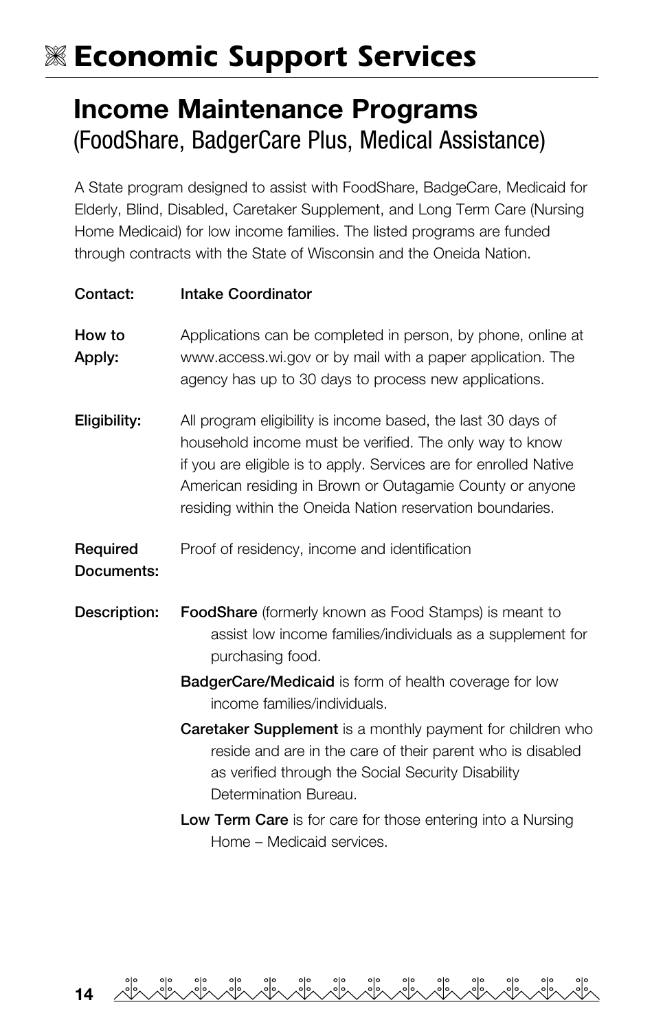# ❋ Economic Support Services

## Income Maintenance Programs
(FoodShare, BadgerCare Plus, Medical Assistance)

A State program designed to assist with FoodShare, BadgeCare, Medicaid for Elderly, Blind, Disabled, Caretaker Supplement, and Long Term Care (Nursing Home Medicaid) for low income families. The listed programs are funded through contracts with the State of Wisconsin and the Oneida Nation.

**Contact:** **Intake Coordinator**

**How to Apply:** Applications can be completed in person, by phone, online at www.access.wi.gov or by mail with a paper application. The agency has up to 30 days to process new applications.

**Eligibility:** All program eligibility is income based, the last 30 days of household income must be verified. The only way to know if you are eligible is to apply. Services are for enrolled Native American residing in Brown or Outagamie County or anyone residing within the Oneida Nation reservation boundaries.

**Required Documents:** Proof of residency, income and identification

**Description:**

**FoodShare** (formerly known as Food Stamps) is meant to assist low income families/individuals as a supplement for purchasing food.

**BadgerCare/Medicaid** is form of health coverage for low income families/individuals.

**Caretaker Supplement** is a monthly payment for children who reside and are in the care of their parent who is disabled as verified through the Social Security Disability Determination Bureau.

**Low Term Care** is for care for those entering into a Nursing Home – Medicaid services.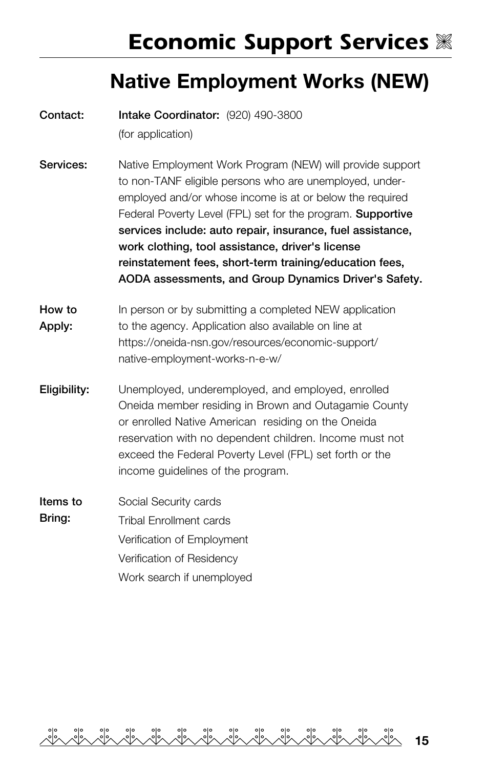# *Economic Support Services*

## Native Employment Works (NEW)

**Contact:** **Intake Coordinator:** (920) 490-3800 (for application)

**Services:** Native Employment Work Program (NEW) will provide support to non-TANF eligible persons who are unemployed, under-employed and/or whose income is at or below the required Federal Poverty Level (FPL) set for the program. **Supportive services include: auto repair, insurance, fuel assistance, work clothing, tool assistance, driver's license reinstatement fees, short-term training/education fees, AODA assessments, and Group Dynamics Driver's Safety.**

**How to Apply:** In person or by submitting a completed NEW application to the agency. Application also available on line at https://oneida-nsn.gov/resources/economic-support/native-employment-works-n-e-w/

**Eligibility:** Unemployed, underemployed, and employed, enrolled Oneida member residing in Brown and Outagamie County or enrolled Native American residing on the Oneida reservation with no dependent children. Income must not exceed the Federal Poverty Level (FPL) set forth or the income guidelines of the program.

**Items to Bring:**
- Social Security cards
- Tribal Enrollment cards
- Verification of Employment
- Verification of Residency
- Work search if unemployed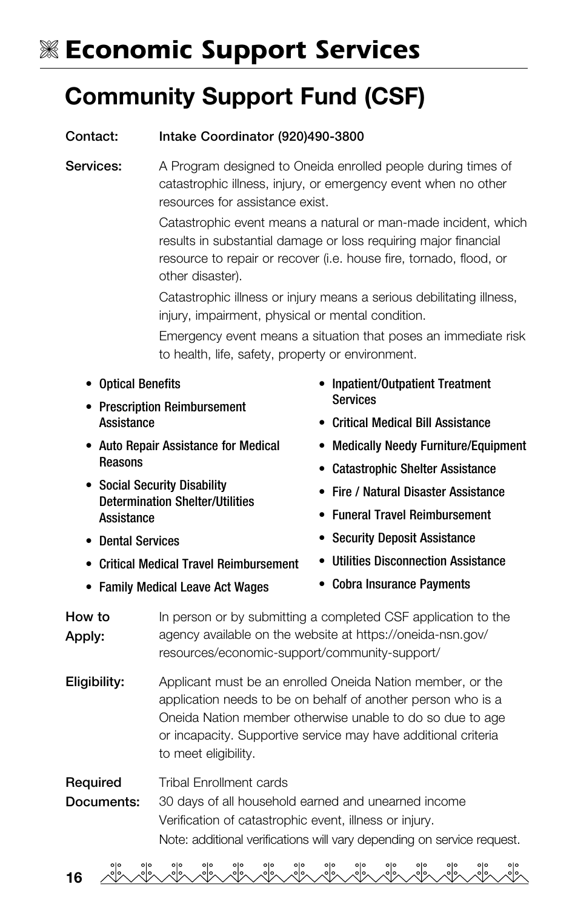# Economic Support Services

## Community Support Fund (CSF)

**Contact:** Intake Coordinator (920)490-3800

**Services:** A Program designed to Oneida enrolled people during times of catastrophic illness, injury, or emergency event when no other resources for assistance exist.

Catastrophic event means a natural or man-made incident, which results in substantial damage or loss requiring major financial resource to repair or recover (i.e. house fire, tornado, flood, or other disaster).

Catastrophic illness or injury means a serious debilitating illness, injury, impairment, physical or mental condition.

Emergency event means a situation that poses an immediate risk to health, life, safety, property or environment.

- Optical Benefits
- Prescription Reimbursement Assistance
- Auto Repair Assistance for Medical Reasons
- Social Security Disability Determination Shelter/Utilities Assistance
- Dental Services
- Critical Medical Travel Reimbursement
- Family Medical Leave Act Wages
- Inpatient/Outpatient Treatment Services
- Critical Medical Bill Assistance
- Medically Needy Furniture/Equipment
- Catastrophic Shelter Assistance
- Fire / Natural Disaster Assistance
- Funeral Travel Reimbursement
- Security Deposit Assistance
- Utilities Disconnection Assistance
- Cobra Insurance Payments

**How to Apply:** In person or by submitting a completed CSF application to the agency available on the website at https://oneida-nsn.gov/resources/economic-support/community-support/

**Eligibility:** Applicant must be an enrolled Oneida Nation member, or the application needs to be on behalf of another person who is a Oneida Nation member otherwise unable to do so due to age or incapacity. Supportive service may have additional criteria to meet eligibility.

**Required Documents:**
Tribal Enrollment cards
30 days of all household earned and unearned income
Verification of catastrophic event, illness or injury.
Note: additional verifications will vary depending on service request.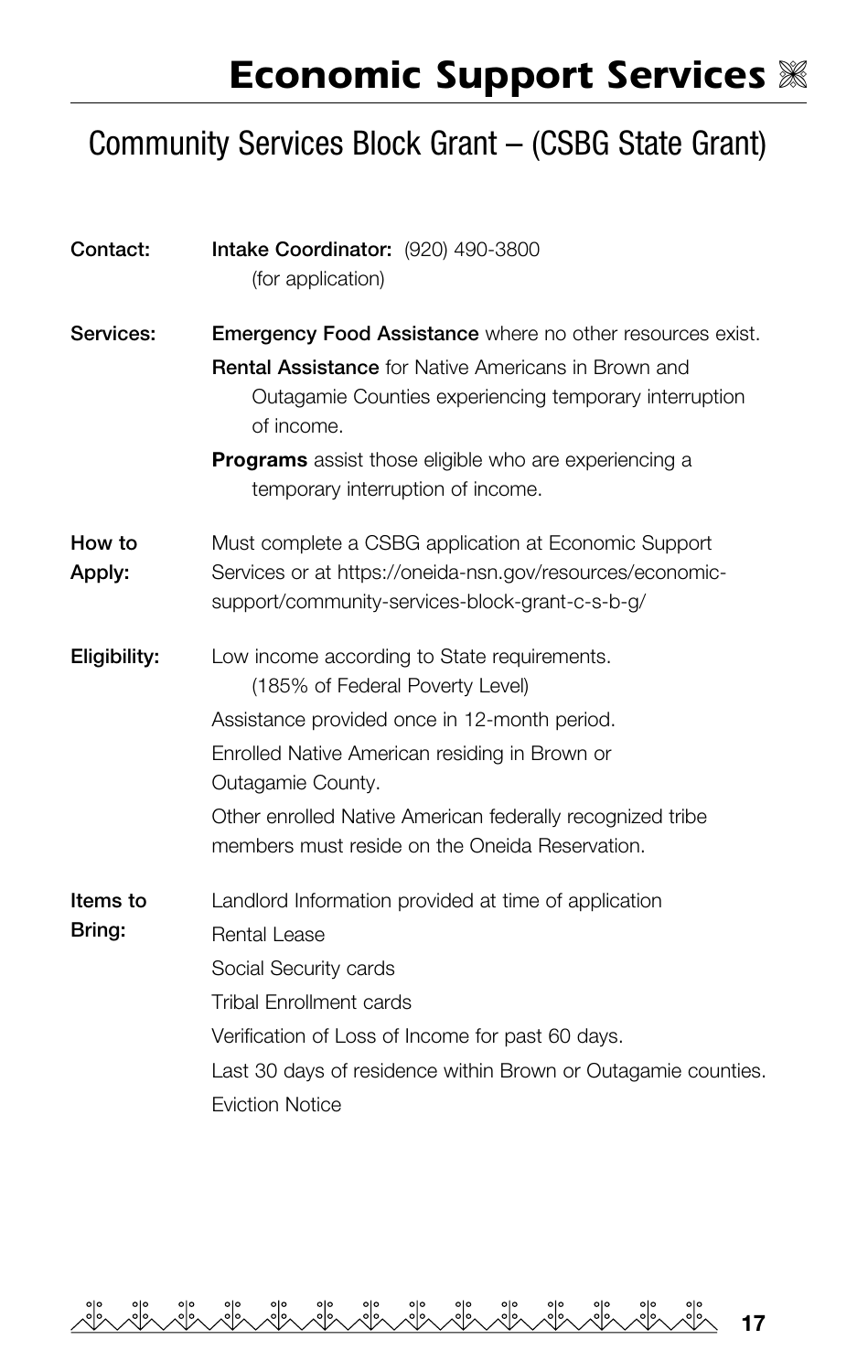# Economic Support Services

## Community Services Block Grant – (CSBG State Grant)

**Contact:** **Intake Coordinator:** (920) 490-3800 (for application)

**Services:**

- **Emergency Food Assistance** where no other resources exist.
- **Rental Assistance** for Native Americans in Brown and Outagamie Counties experiencing temporary interruption of income.
- **Programs** assist those eligible who are experiencing a temporary interruption of income.

**How to Apply:** Must complete a CSBG application at Economic Support Services or at https://oneida-nsn.gov/resources/economic-support/community-services-block-grant-c-s-b-g/

**Eligibility:**

- Low income according to State requirements. (185% of Federal Poverty Level)
- Assistance provided once in 12-month period.
- Enrolled Native American residing in Brown or Outagamie County.
- Other enrolled Native American federally recognized tribe members must reside on the Oneida Reservation.

**Items to Bring:**

- Landlord Information provided at time of application
- Rental Lease
- Social Security cards
- Tribal Enrollment cards
- Verification of Loss of Income for past 60 days.
- Last 30 days of residence within Brown or Outagamie counties.
- Eviction Notice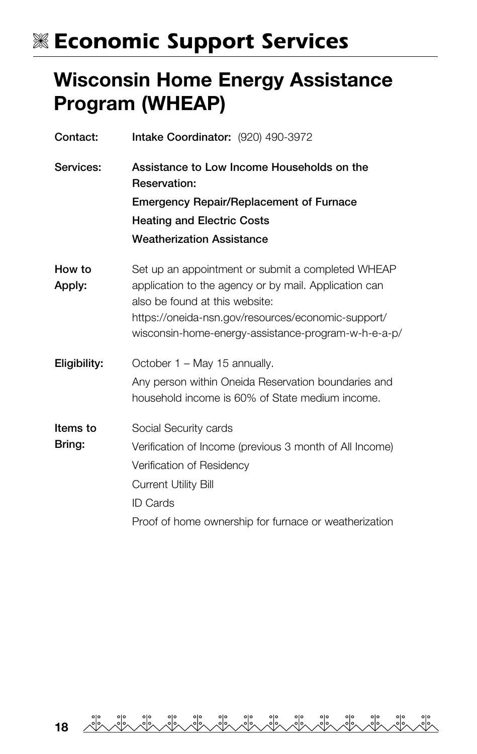# Economic Support Services

## Wisconsin Home Energy Assistance Program (WHEAP)

**Contact:** **Intake Coordinator:** (920) 490-3972

**Services:** **Assistance to Low Income Households on the Reservation:**

**Emergency Repair/Replacement of Furnace**

**Heating and Electric Costs**

**Weatherization Assistance**

**How to Apply:** Set up an appointment or submit a completed WHEAP application to the agency or by mail. Application can also be found at this website: https://oneida-nsn.gov/resources/economic-support/wisconsin-home-energy-assistance-program-w-h-e-a-p/

**Eligibility:** October 1 – May 15 annually.

Any person within Oneida Reservation boundaries and household income is 60% of State medium income.

**Items to Bring:**

Social Security cards

Verification of Income (previous 3 month of All Income)

Verification of Residency

Current Utility Bill

ID Cards

Proof of home ownership for furnace or weatherization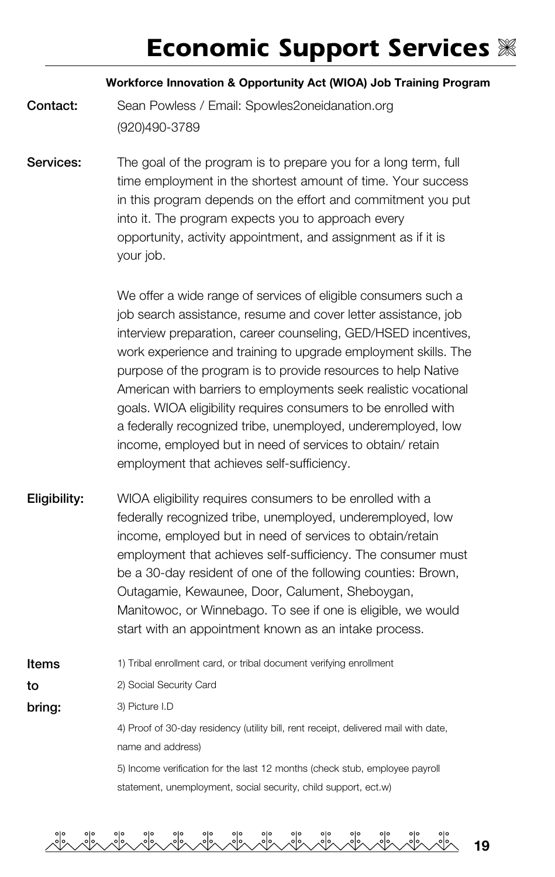# Economic Support Services

**Workforce Innovation & Opportunity Act (WIOA) Job Training Program**

**Contact:** Sean Powless / Email: Spowles2oneidanation.org
(920)490-3789

**Services:** The goal of the program is to prepare you for a long term, full time employment in the shortest amount of time. Your success in this program depends on the effort and commitment you put into it. The program expects you to approach every opportunity, activity appointment, and assignment as if it is your job.

We offer a wide range of services of eligible consumers such a job search assistance, resume and cover letter assistance, job interview preparation, career counseling, GED/HSED incentives, work experience and training to upgrade employment skills. The purpose of the program is to provide resources to help Native American with barriers to employments seek realistic vocational goals. WIOA eligibility requires consumers to be enrolled with a federally recognized tribe, unemployed, underemployed, low income, employed but in need of services to obtain/ retain employment that achieves self-sufficiency.

**Eligibility:** WIOA eligibility requires consumers to be enrolled with a federally recognized tribe, unemployed, underemployed, low income, employed but in need of services to obtain/retain employment that achieves self-sufficiency. The consumer must be a 30-day resident of one of the following counties: Brown, Outagamie, Kewaunee, Door, Calument, Sheboygan, Manitowoc, or Winnebago. To see if one is eligible, we would start with an appointment known as an intake process.

**Items to bring:**

1) Tribal enrollment card, or tribal document verifying enrollment
2) Social Security Card
3) Picture I.D
4) Proof of 30-day residency (utility bill, rent receipt, delivered mail with date, name and address)
5) Income verification for the last 12 months (check stub, employee payroll statement, unemployment, social security, child support, ect.w)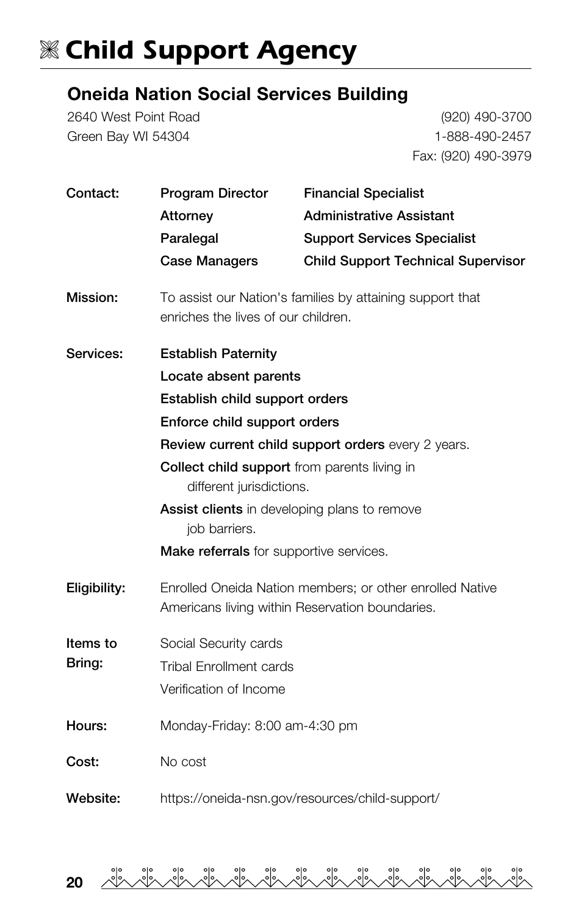# Child Support Agency

## Oneida Nation Social Services Building

2640 West Point Road
Green Bay WI 54304

(920) 490-3700
1-888-490-2457
Fax: (920) 490-3979

**Contact:**

| | |
|---|---|
| **Program Director** | **Financial Specialist** |
| **Attorney** | **Administrative Assistant** |
| **Paralegal** | **Support Services Specialist** |
| **Case Managers** | **Child Support Technical Supervisor** |

**Mission:** To assist our Nation's families by attaining support that enriches the lives of our children.

**Services:**

- **Establish Paternity**
- **Locate absent parents**
- **Establish child support orders**
- **Enforce child support orders**
- **Review current child support orders** every 2 years.
- **Collect child support** from parents living in different jurisdictions.
- **Assist clients** in developing plans to remove job barriers.
- **Make referrals** for supportive services.

**Eligibility:** Enrolled Oneida Nation members; or other enrolled Native Americans living within Reservation boundaries.

**Items to Bring:**

- Social Security cards
- Tribal Enrollment cards
- Verification of Income

**Hours:** Monday-Friday: 8:00 am-4:30 pm

**Cost:** No cost

**Website:** https://oneida-nsn.gov/resources/child-support/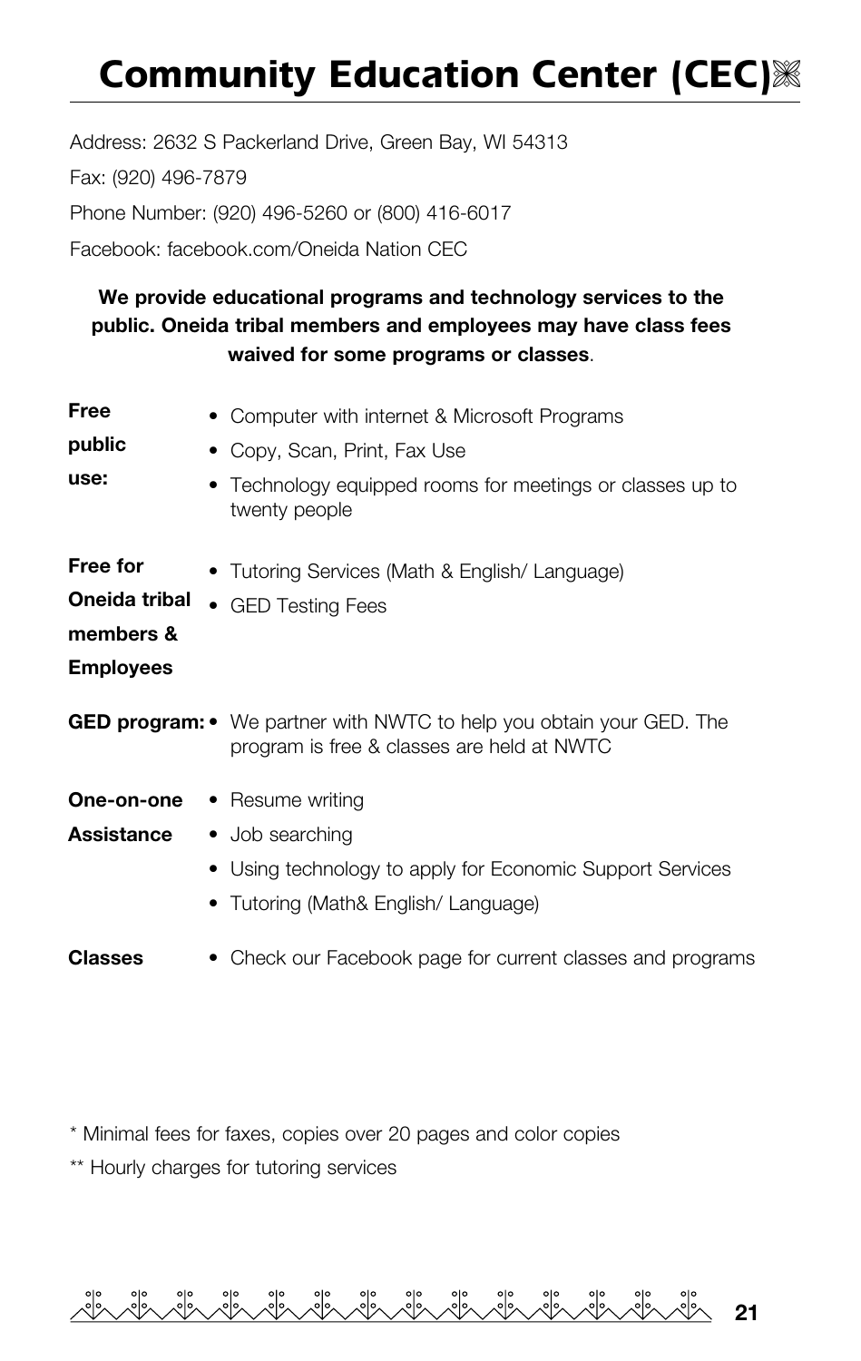# Community Education Center (CEC)

Address: 2632 S Packerland Drive, Green Bay, WI 54313

Fax: (920) 496-7879

Phone Number: (920) 496-5260 or (800) 416-6017

Facebook: facebook.com/Oneida Nation CEC

**We provide educational programs and technology services to the public. Oneida tribal members and employees may have class fees waived for some programs or classes**.

**Free public use:**

- Computer with internet & Microsoft Programs
- Copy, Scan, Print, Fax Use
- Technology equipped rooms for meetings or classes up to twenty people

**Free for Oneida tribal members & Employees**

- Tutoring Services (Math & English/ Language)
- GED Testing Fees

**GED program:**

- We partner with NWTC to help you obtain your GED. The program is free & classes are held at NWTC

**One-on-one Assistance**

- Resume writing
- Job searching
- Using technology to apply for Economic Support Services
- Tutoring (Math& English/ Language)

**Classes**

- Check our Facebook page for current classes and programs

\* Minimal fees for faxes, copies over 20 pages and color copies

\*\* Hourly charges for tutoring services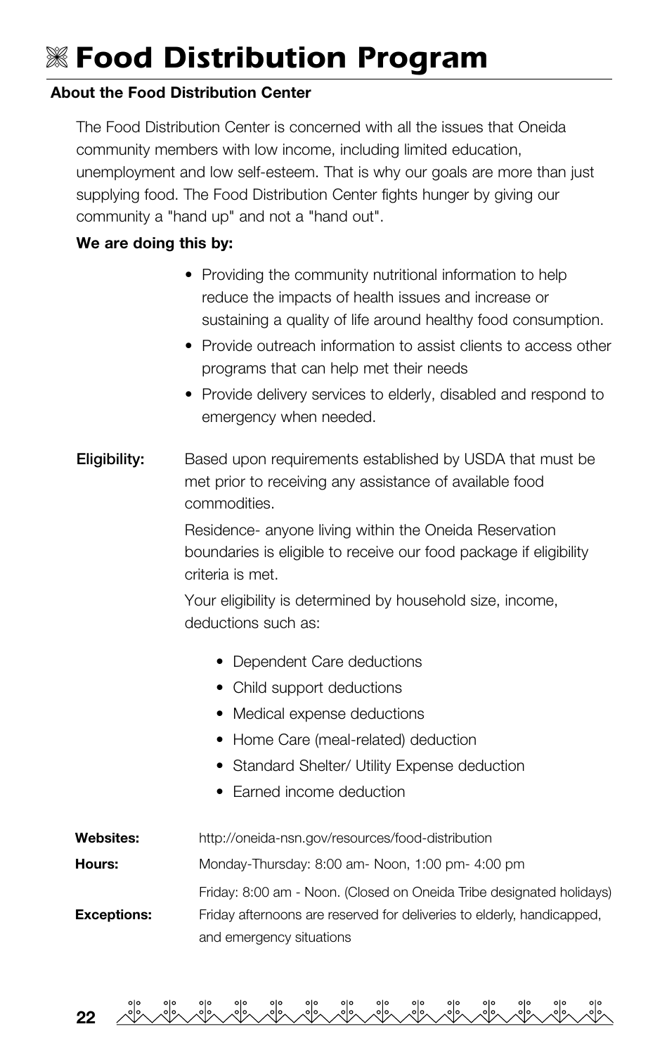# Food Distribution Program

**About the Food Distribution Center**

The Food Distribution Center is concerned with all the issues that Oneida community members with low income, including limited education, unemployment and low self-esteem. That is why our goals are more than just supplying food. The Food Distribution Center fights hunger by giving our community a "hand up" and not a "hand out".

**We are doing this by:**

- Providing the community nutritional information to help reduce the impacts of health issues and increase or sustaining a quality of life around healthy food consumption.
- Provide outreach information to assist clients to access other programs that can help met their needs
- Provide delivery services to elderly, disabled and respond to emergency when needed.

**Eligibility:** Based upon requirements established by USDA that must be met prior to receiving any assistance of available food commodities.

Residence- anyone living within the Oneida Reservation boundaries is eligible to receive our food package if eligibility criteria is met.

Your eligibility is determined by household size, income, deductions such as:

- Dependent Care deductions
- Child support deductions
- Medical expense deductions
- Home Care (meal-related) deduction
- Standard Shelter/ Utility Expense deduction
- Earned income deduction

**Websites:** http://oneida-nsn.gov/resources/food-distribution

**Hours:** Monday-Thursday: 8:00 am- Noon, 1:00 pm- 4:00 pm

Friday: 8:00 am - Noon. (Closed on Oneida Tribe designated holidays)

**Exceptions:** Friday afternoons are reserved for deliveries to elderly, handicapped, and emergency situations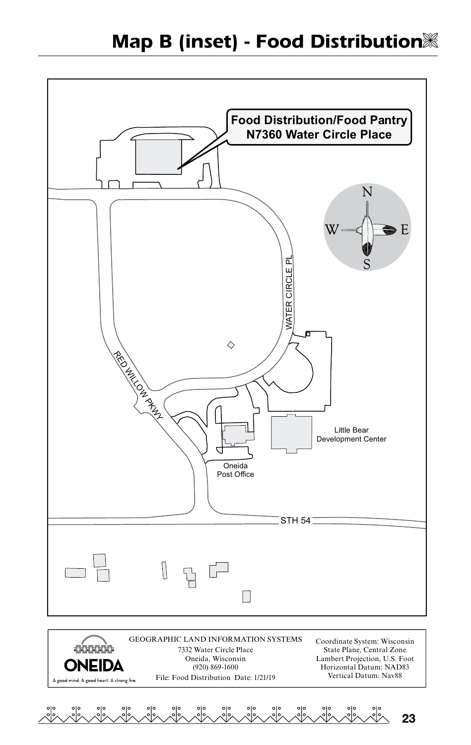# Map B (inset) - Food Distribution

**Food Distribution/Food Pantry**
**N7360 Water Circle Place**

WATER CIRCLE PL

RED WILLOW PKWY

Little Bear Development Center

Oneida Post Office

STH 54

N W E S

ONEIDA
A good mind. A good heart. A strong fire.

GEOGRAPHIC LAND INFORMATION SYSTEMS
7332 Water Circle Place
Oneida, Wisconsin
(920) 869-1600
File: Food Distribution Date: 1/21/19

Coordinate System: Wisconsin State Plane, Central Zone
Lambert Projection, U.S. Foot
Horizontal Datum: NAD83
Vertical Datum: Nav88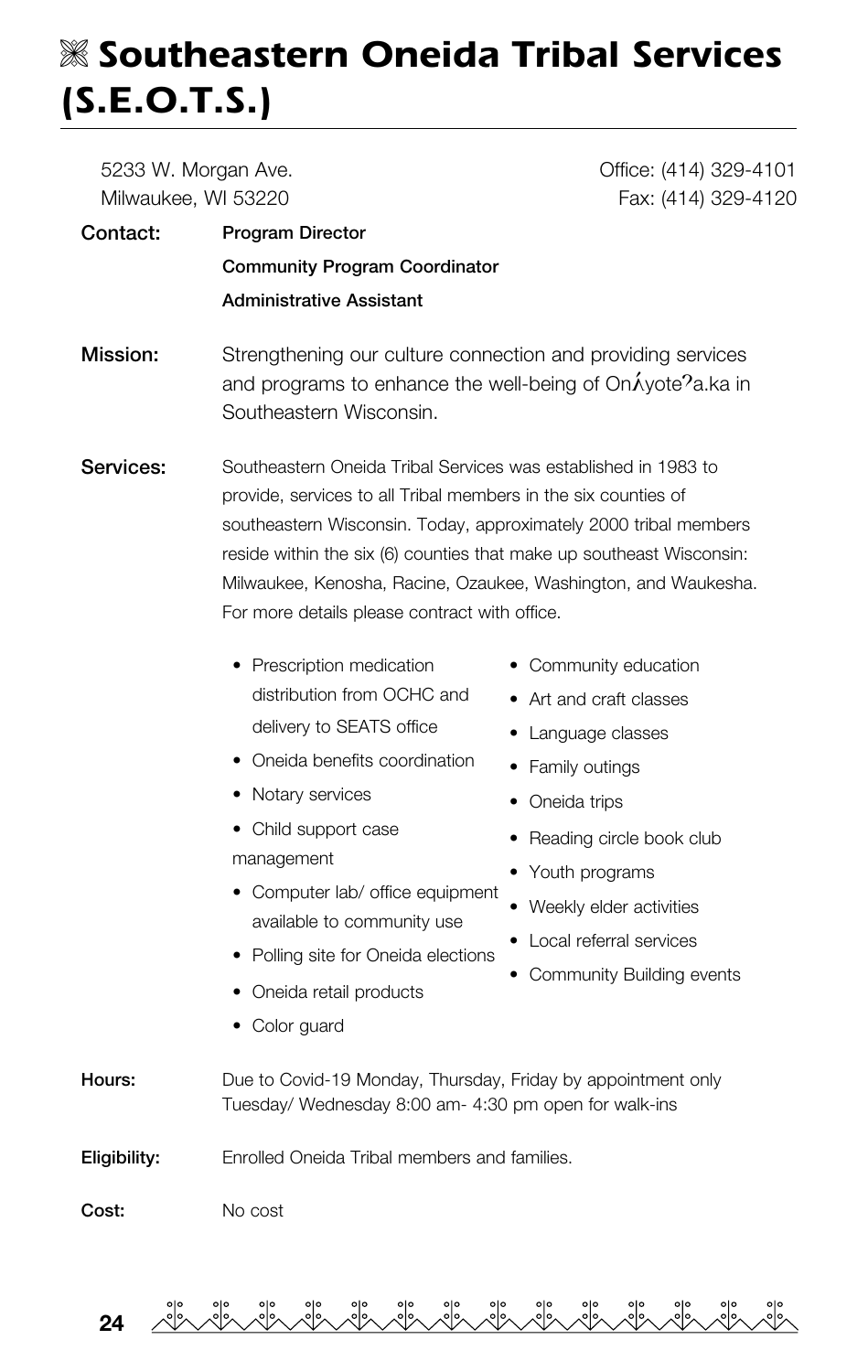# ❋ Southeastern Oneida Tribal Services (S.E.O.T.S.)

5233 W. Morgan Ave.
Milwaukee, WI 53220

Office: (414) 329-4101
Fax: (414) 329-4120

**Contact:** **Program Director**
**Community Program Coordinator**
**Administrative Assistant**

**Mission:** Strengthening our culture connection and providing services and programs to enhance the well-being of Onʌ́yoteˀa.ka in Southeastern Wisconsin.

**Services:** Southeastern Oneida Tribal Services was established in 1983 to provide, services to all Tribal members in the six counties of southeastern Wisconsin. Today, approximately 2000 tribal members reside within the six (6) counties that make up southeast Wisconsin: Milwaukee, Kenosha, Racine, Ozaukee, Washington, and Waukesha. For more details please contract with office.

- Prescription medication distribution from OCHC and delivery to SEATS office
- Oneida benefits coordination
- Notary services
- Child support case management
- Computer lab/ office equipment available to community use
- Polling site for Oneida elections
- Oneida retail products
- Color guard
- Community education
- Art and craft classes
- Language classes
- Family outings
- Oneida trips
- Reading circle book club
- Youth programs
- Weekly elder activities
- Local referral services
- Community Building events

**Hours:** Due to Covid-19 Monday, Thursday, Friday by appointment only
Tuesday/ Wednesday 8:00 am- 4:30 pm open for walk-ins

**Eligibility:** Enrolled Oneida Tribal members and families.

**Cost:** No cost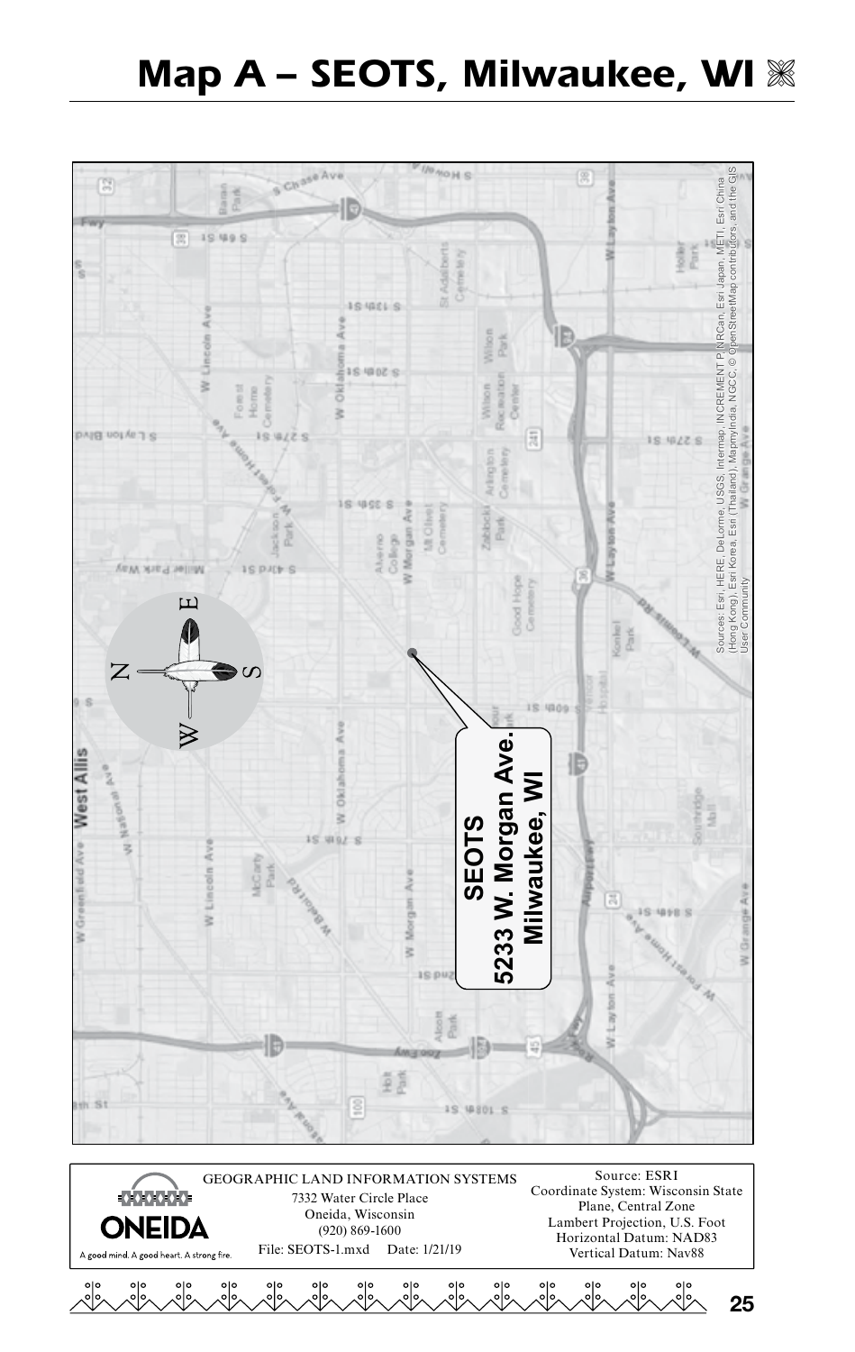# Map A – SEOTS, Milwaukee, WI

**SEOTS**
**5233 W. Morgan Ave.**
**Milwaukee, WI**

Sources: Esri, HERE, DeLorme, USGS, Intermap, INCREMENT P, NRCan, Esri Japan, METI, Esri China (Hong Kong), Esri Korea, Esri (Thailand), MapmyIndia, NGCC, © OpenStreetMap contributors, and the GIS User Community

ONEIDA
A good mind. A good heart. A strong fire.

GEOGRAPHIC LAND INFORMATION SYSTEMS
7332 Water Circle Place
Oneida, Wisconsin
(920) 869-1600
File: SEOTS-1.mxd Date: 1/21/19

Source: ESRI
Coordinate System: Wisconsin State Plane, Central Zone
Lambert Projection, U.S. Foot
Horizontal Datum: NAD83
Vertical Datum: Nav88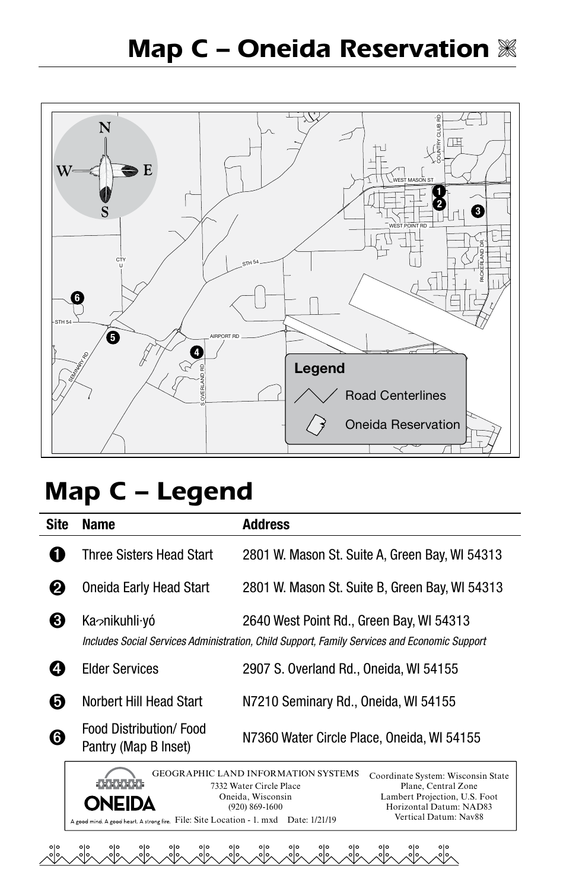# Map C – Oneida Reservation

N
W
E
S

CTY U

STH 54

STH 54

SEMINARY RD

AIRPORT RD

S OVERLAND RD

WEST MASON ST

COUNTRY CLUB RD

WEST POINT RD

PACKERLAND DR

1
2
3
4
5
6

**Legend**

Road Centerlines

Oneida Reservation

# Map C – Legend

| Site | Name | Address |
|---|---|---|
| 1 | Three Sisters Head Start | 2801 W. Mason St. Suite A, Green Bay, WI 54313 |
| 2 | Oneida Early Head Start | 2801 W. Mason St. Suite B, Green Bay, WI 54313 |
| 3 | Ka^nikuhli·yó *Includes Social Services Administration, Child Support, Family Services and Economic Support* | 2640 West Point Rd., Green Bay, WI 54313 |
| 4 | Elder Services | 2907 S. Overland Rd., Oneida, WI 54155 |
| 5 | Norbert Hill Head Start | N7210 Seminary Rd., Oneida, WI 54155 |
| 6 | Food Distribution/ Food Pantry (Map B Inset) | N7360 Water Circle Place, Oneida, WI 54155 |

ONEIDA
A good mind. A good heart. A strong fire.

GEOGRAPHIC LAND INFORMATION SYSTEMS
7332 Water Circle Place
Oneida, Wisconsin
(920) 869-1600
File: Site Location - 1. mxd Date: 1/21/19

Coordinate System: Wisconsin State Plane, Central Zone
Lambert Projection, U.S. Foot
Horizontal Datum: NAD83
Vertical Datum: Nav88